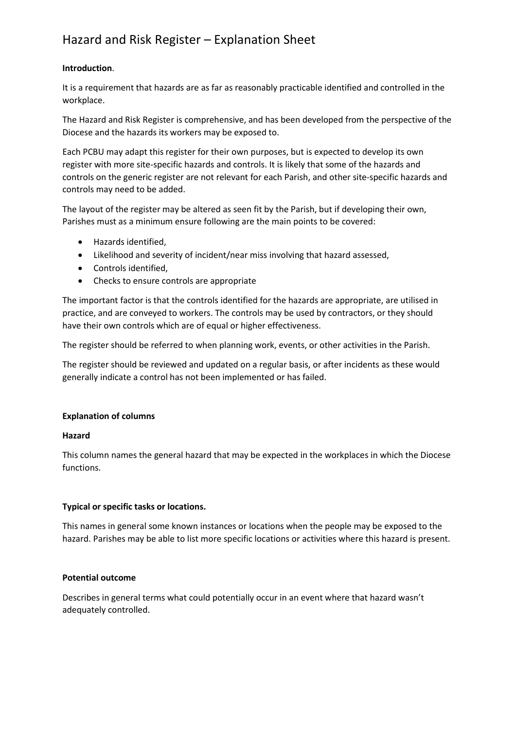# Hazard and Risk Register – Explanation Sheet

**Introduction**.

It is a requirement that hazards are as far as reasonably practicable identified and controlled in the workplace.

The Hazard and Risk Register is comprehensive, and has been developed from the perspective of the Diocese and the hazards its workers may be exposed to.

Each PCBU may adapt this register for their own purposes, but is expected to develop its own register with more site-specific hazards and controls. It is likely that some of the hazards and controls on the generic register are not relevant for each Parish, and other site-specific hazards and controls may need to be added.

The layout of the register may be altered as seen fit by the Parish, but if developing their own, Parishes must as a minimum ensure following are the main points to be covered:

- Hazards identified,
- Likelihood and severity of incident/near miss involving that hazard assessed,
- Controls identified,
- Checks to ensure controls are appropriate

The important factor is that the controls identified for the hazards are appropriate, are utilised in practice, and are conveyed to workers. The controls may be used by contractors, or they should have their own controls which are of equal or higher effectiveness.

The register should be referred to when planning work, events, or other activities in the Parish.

The register should be reviewed and updated on a regular basis, or after incidents as these would generally indicate a control has not been implemented or has failed.

**Explanation of columns**

**Hazard**

This column names the general hazard that may be expected in the workplaces in which the Diocese functions.

**Typical or specific tasks or locations.**

This names in general some known instances or locations when the people may be exposed to the hazard. Parishes may be able to list more specific locations or activities where this hazard is present.

**Potential outcome**

Describes in general terms what could potentially occur in an event where that hazard wasn't adequately controlled.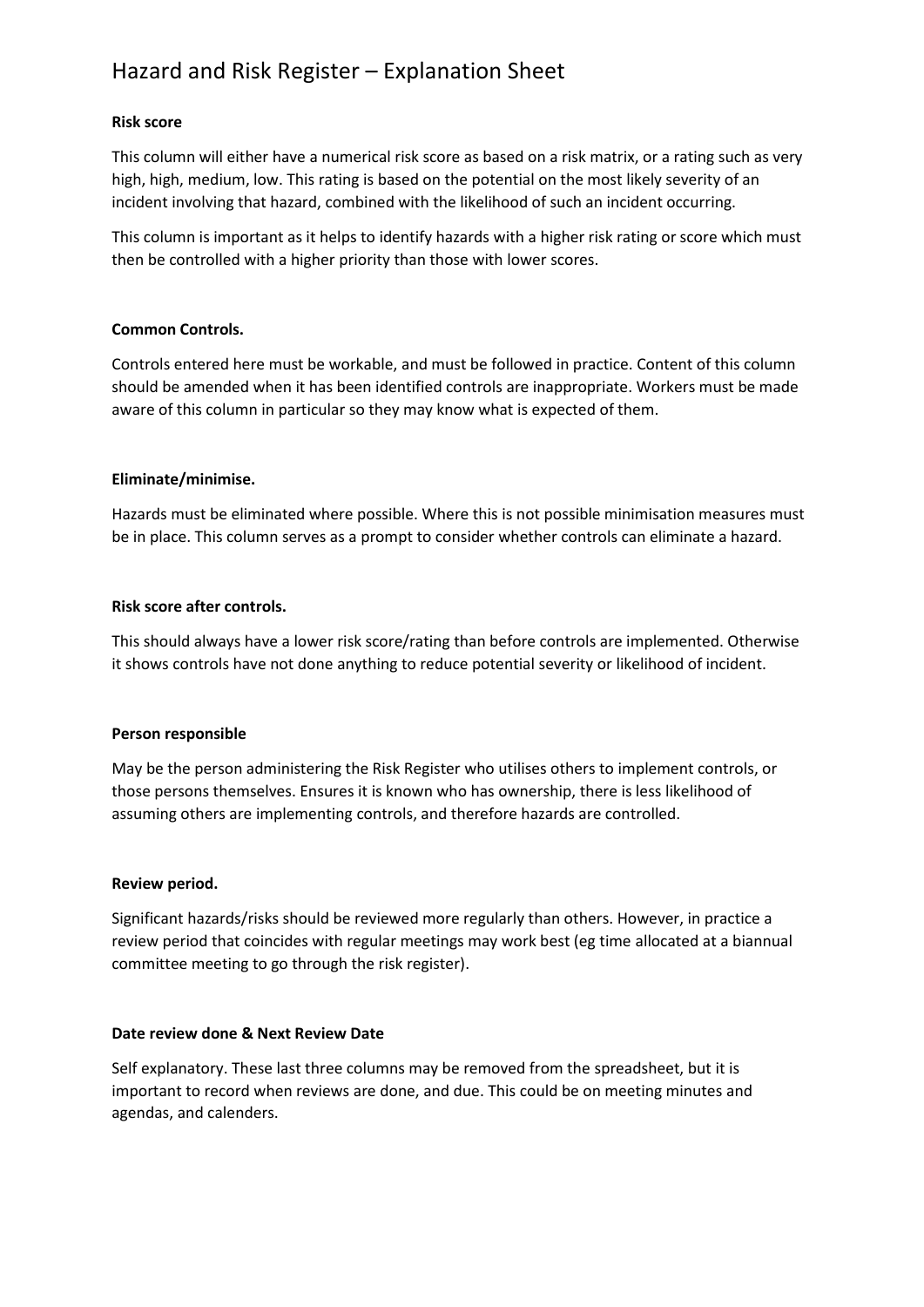# Hazard and Risk Register – Explanation Sheet

**Risk score**

This column will either have a numerical risk score as based on a risk matrix, or a rating such as very high, high, medium, low. This rating is based on the potential on the most likely severity of an incident involving that hazard, combined with the likelihood of such an incident occurring.

This column is important as it helps to identify hazards with a higher risk rating or score which must then be controlled with a higher priority than those with lower scores.

**Common Controls.**

Controls entered here must be workable, and must be followed in practice. Content of this column should be amended when it has been identified controls are inappropriate. Workers must be made aware of this column in particular so they may know what is expected of them.

**Eliminate/minimise.**

Hazards must be eliminated where possible. Where this is not possible minimisation measures must be in place. This column serves as a prompt to consider whether controls can eliminate a hazard.

**Risk score after controls.**

This should always have a lower risk score/rating than before controls are implemented. Otherwise it shows controls have not done anything to reduce potential severity or likelihood of incident.

**Person responsible**

May be the person administering the Risk Register who utilises others to implement controls, or those persons themselves. Ensures it is known who has ownership, there is less likelihood of assuming others are implementing controls, and therefore hazards are controlled.

**Review period.**

Significant hazards/risks should be reviewed more regularly than others. However, in practice a review period that coincides with regular meetings may work best (eg time allocated at a biannual committee meeting to go through the risk register).

**Date review done & Next Review Date**

Self explanatory. These last three columns may be removed from the spreadsheet, but it is important to record when reviews are done, and due. This could be on meeting minutes and agendas, and calenders.